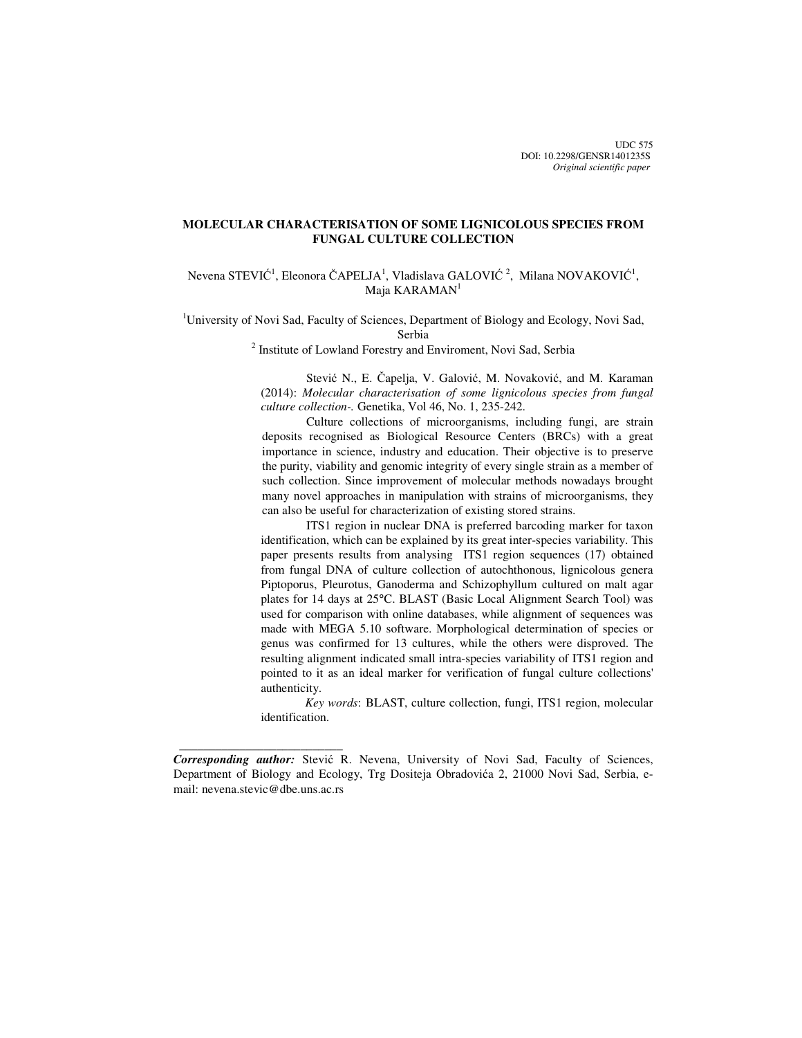UDC 575  
DOI: 10.2298/GENSR1401235S  
*Original scientific paper*

# MOLECULAR CHARACTERISATION OF SOME LIGNICOLOUS SPECIES FROM FUNGAL CULTURE COLLECTION

Nevena STEVIĆ[1], Eleonora ČAPELJA[1], Vladislava GALOVIĆ [2], Milana NOVAKOVIĆ[1], Maja KARAMAN[1]

[1]University of Novi Sad, Faculty of Sciences, Department of Biology and Ecology, Novi Sad, Serbia

[2] Institute of Lowland Forestry and Enviroment, Novi Sad, Serbia

Stević N., E. Čapelja, V. Galović, M. Novaković, and M. Karaman (2014): *Molecular characterisation of some lignicolous species from fungal culture collection-.* Genetika, Vol 46, No. 1, 235-242.

Culture collections of microorganisms, including fungi, are strain deposits recognised as Biological Resource Centers (BRCs) with a great importance in science, industry and education. Their objective is to preserve the purity, viability and genomic integrity of every single strain as a member of such collection. Since improvement of molecular methods nowadays brought many novel approaches in manipulation with strains of microorganisms, they can also be useful for characterization of existing stored strains.

ITS1 region in nuclear DNA is preferred barcoding marker for taxon identification, which can be explained by its great inter-species variability. This paper presents results from analysing ITS1 region sequences (17) obtained from fungal DNA of culture collection of autochthonous, lignicolous genera Piptoporus, Pleurotus, Ganoderma and Schizophyllum cultured on malt agar plates for 14 days at 25°C. BLAST (Basic Local Alignment Search Tool) was used for comparison with online databases, while alignment of sequences was made with MEGA 5.10 software. Morphological determination of species or genus was confirmed for 13 cultures, while the others were disproved. The resulting alignment indicated small intra-species variability of ITS1 region and pointed to it as an ideal marker for verification of fungal culture collections' authenticity.

*Key words*: BLAST, culture collection, fungi, ITS1 region, molecular identification.

---

***Corresponding author:*** Stević R. Nevena, University of Novi Sad, Faculty of Sciences, Department of Biology and Ecology, Trg Dositeja Obradovića 2, 21000 Novi Sad, Serbia, e-mail: nevena.stevic@dbe.uns.ac.rs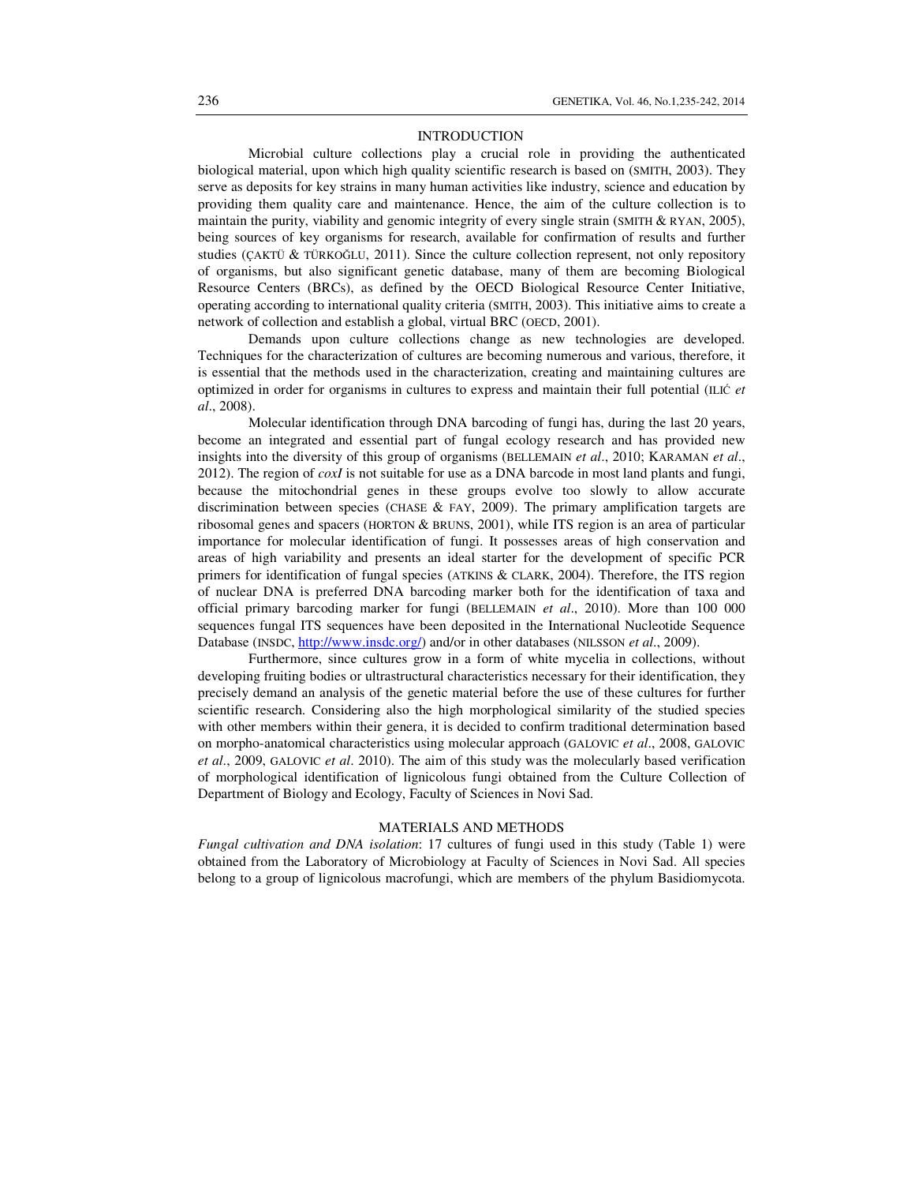## INTRODUCTION

Microbial culture collections play a crucial role in providing the authenticated biological material, upon which high quality scientific research is based on (SMITH, 2003). They serve as deposits for key strains in many human activities like industry, science and education by providing them quality care and maintenance. Hence, the aim of the culture collection is to maintain the purity, viability and genomic integrity of every single strain (SMITH & RYAN, 2005), being sources of key organisms for research, available for confirmation of results and further studies (ÇAKTÜ & TÜRKOĞLU, 2011). Since the culture collection represent, not only repository of organisms, but also significant genetic database, many of them are becoming Biological Resource Centers (BRCs), as defined by the OECD Biological Resource Center Initiative, operating according to international quality criteria (SMITH, 2003). This initiative aims to create a network of collection and establish a global, virtual BRC (OECD, 2001).

Demands upon culture collections change as new technologies are developed. Techniques for the characterization of cultures are becoming numerous and various, therefore, it is essential that the methods used in the characterization, creating and maintaining cultures are optimized in order for organisms in cultures to express and maintain their full potential (ILIĆ *et al*., 2008).

Molecular identification through DNA barcoding of fungi has, during the last 20 years, become an integrated and essential part of fungal ecology research and has provided new insights into the diversity of this group of organisms (BELLEMAIN *et al*., 2010; KARAMAN *et al*., 2012). The region of *coxI* is not suitable for use as a DNA barcode in most land plants and fungi, because the mitochondrial genes in these groups evolve too slowly to allow accurate discrimination between species (CHASE & FAY, 2009). The primary amplification targets are ribosomal genes and spacers (HORTON & BRUNS, 2001), while ITS region is an area of particular importance for molecular identification of fungi. It possesses areas of high conservation and areas of high variability and presents an ideal starter for the development of specific PCR primers for identification of fungal species (ATKINS & CLARK, 2004). Therefore, the ITS region of nuclear DNA is preferred DNA barcoding marker both for the identification of taxa and official primary barcoding marker for fungi (BELLEMAIN *et al*., 2010). More than 100 000 sequences fungal ITS sequences have been deposited in the International Nucleotide Sequence Database (INSDC, http://www.insdc.org/) and/or in other databases (NILSSON *et al*., 2009).

Furthermore, since cultures grow in a form of white mycelia in collections, without developing fruiting bodies or ultrastructural characteristics necessary for their identification, they precisely demand an analysis of the genetic material before the use of these cultures for further scientific research. Considering also the high morphological similarity of the studied species with other members within their genera, it is decided to confirm traditional determination based on morpho-anatomical characteristics using molecular approach (GALOVIC *et al*., 2008, GALOVIC *et al*., 2009, GALOVIC *et al*. 2010). The aim of this study was the molecularly based verification of morphological identification of lignicolous fungi obtained from the Culture Collection of Department of Biology and Ecology, Faculty of Sciences in Novi Sad.

## MATERIALS AND METHODS

*Fungal cultivation and DNA isolation*: 17 cultures of fungi used in this study (Table 1) were obtained from the Laboratory of Microbiology at Faculty of Sciences in Novi Sad. All species belong to a group of lignicolous macrofungi, which are members of the phylum Basidiomycota.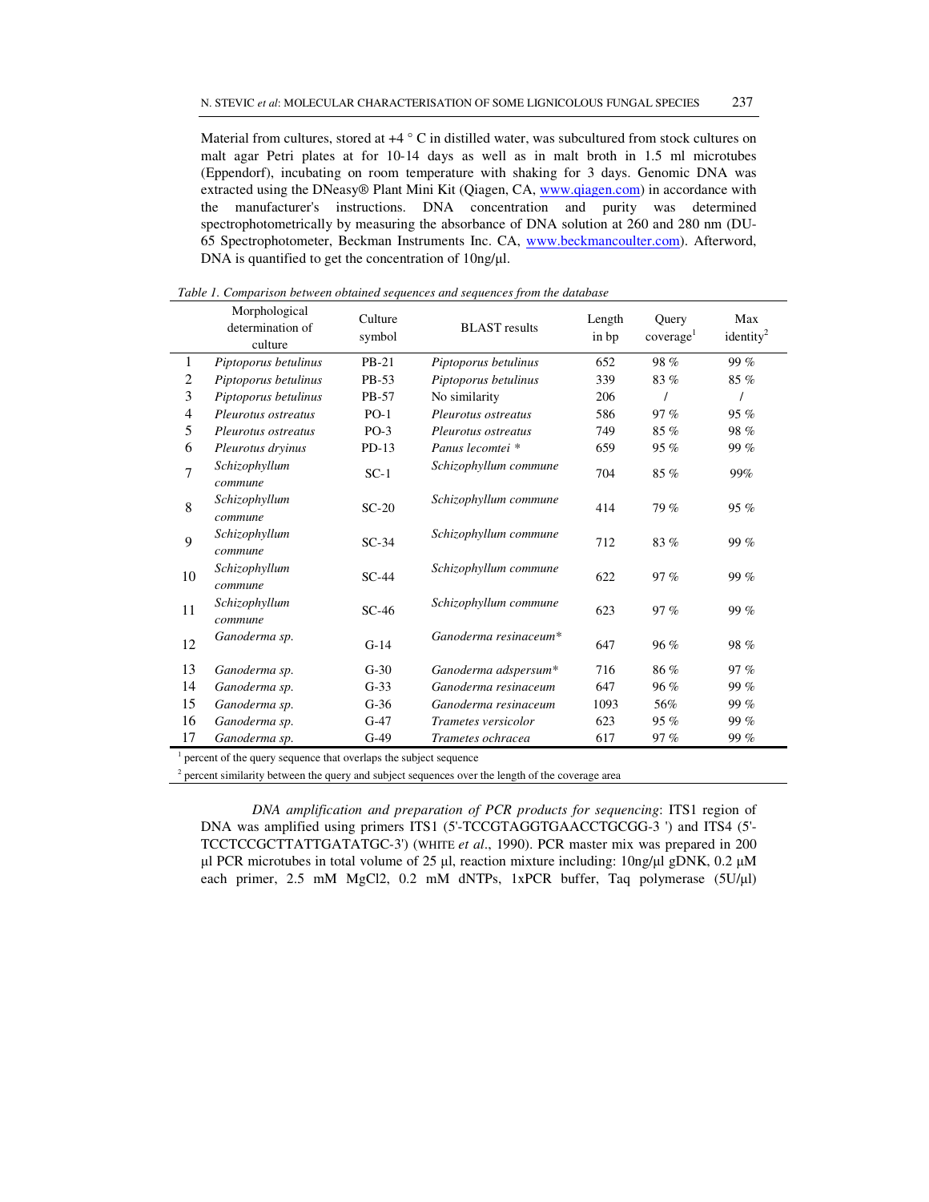Material from cultures, stored at +4 ° C in distilled water, was subcultured from stock cultures on malt agar Petri plates at for 10-14 days as well as in malt broth in 1.5 ml microtubes (Eppendorf), incubating on room temperature with shaking for 3 days. Genomic DNA was extracted using the DNeasy® Plant Mini Kit (Qiagen, CA, www.qiagen.com) in accordance with the manufacturer's instructions. DNA concentration and purity was determined spectrophotometrically by measuring the absorbance of DNA solution at 260 and 280 nm (DU-65 Spectrophotometer, Beckman Instruments Inc. CA, www.beckmancoulter.com). Afterword, DNA is quantified to get the concentration of 10ng/µl.

*Table 1. Comparison between obtained sequences and sequences from the database*

| | Morphological determination of culture | Culture symbol | BLAST results | Length in bp | Query coverage[1] | Max identity[2] |
|---|---|---|---|---|---|---|
| 1 | *Piptoporus betulinus* | PB-21 | *Piptoporus betulinus* | 652 | 98 % | 99 % |
| 2 | *Piptoporus betulinus* | PB-53 | *Piptoporus betulinus* | 339 | 83 % | 85 % |
| 3 | *Piptoporus betulinus* | PB-57 | No similarity | 206 | / | / |
| 4 | *Pleurotus ostreatus* | PO-1 | *Pleurotus ostreatus* | 586 | 97 % | 95 % |
| 5 | *Pleurotus ostreatus* | PO-3 | *Pleurotus ostreatus* | 749 | 85 % | 98 % |
| 6 | *Pleurotus dryinus* | PD-13 | *Panus lecomtei* * | 659 | 95 % | 99 % |
| 7 | *Schizophyllum commune* | SC-1 | *Schizophyllum commune* | 704 | 85 % | 99% |
| 8 | *Schizophyllum commune* | SC-20 | *Schizophyllum commune* | 414 | 79 % | 95 % |
| 9 | *Schizophyllum commune* | SC-34 | *Schizophyllum commune* | 712 | 83 % | 99 % |
| 10 | *Schizophyllum commune* | SC-44 | *Schizophyllum commune* | 622 | 97 % | 99 % |
| 11 | *Schizophyllum commune* | SC-46 | *Schizophyllum commune* | 623 | 97 % | 99 % |
| 12 | *Ganoderma sp.* | G-14 | *Ganoderma resinaceum** | 647 | 96 % | 98 % |
| 13 | *Ganoderma sp.* | G-30 | *Ganoderma adspersum** | 716 | 86 % | 97 % |
| 14 | *Ganoderma sp.* | G-33 | *Ganoderma resinaceum* | 647 | 96 % | 99 % |
| 15 | *Ganoderma sp.* | G-36 | *Ganoderma resinaceum* | 1093 | 56% | 99 % |
| 16 | *Ganoderma sp.* | G-47 | *Trametes versicolor* | 623 | 95 % | 99 % |
| 17 | *Ganoderma sp.* | G-49 | *Trametes ochracea* | 617 | 97 % | 99 % |

[1] percent of the query sequence that overlaps the subject sequence

[2] percent similarity between the query and subject sequences over the length of the coverage area

*DNA amplification and preparation of PCR products for sequencing*: ITS1 region of DNA was amplified using primers ITS1 (5'-TCCGTAGGTGAACCTGCGG-3 ') and ITS4 (5'-TCCTCCGCTTATTGATATGC-3') (WHITE *et al*., 1990). PCR master mix was prepared in 200 µl PCR microtubes in total volume of 25 µl, reaction mixture including: 10ng/µl gDNK, 0.2 µM each primer, 2.5 mM $MgCl_2$, 0.2 mM dNTPs, 1xPCR buffer, Taq polymerase (5U/µl)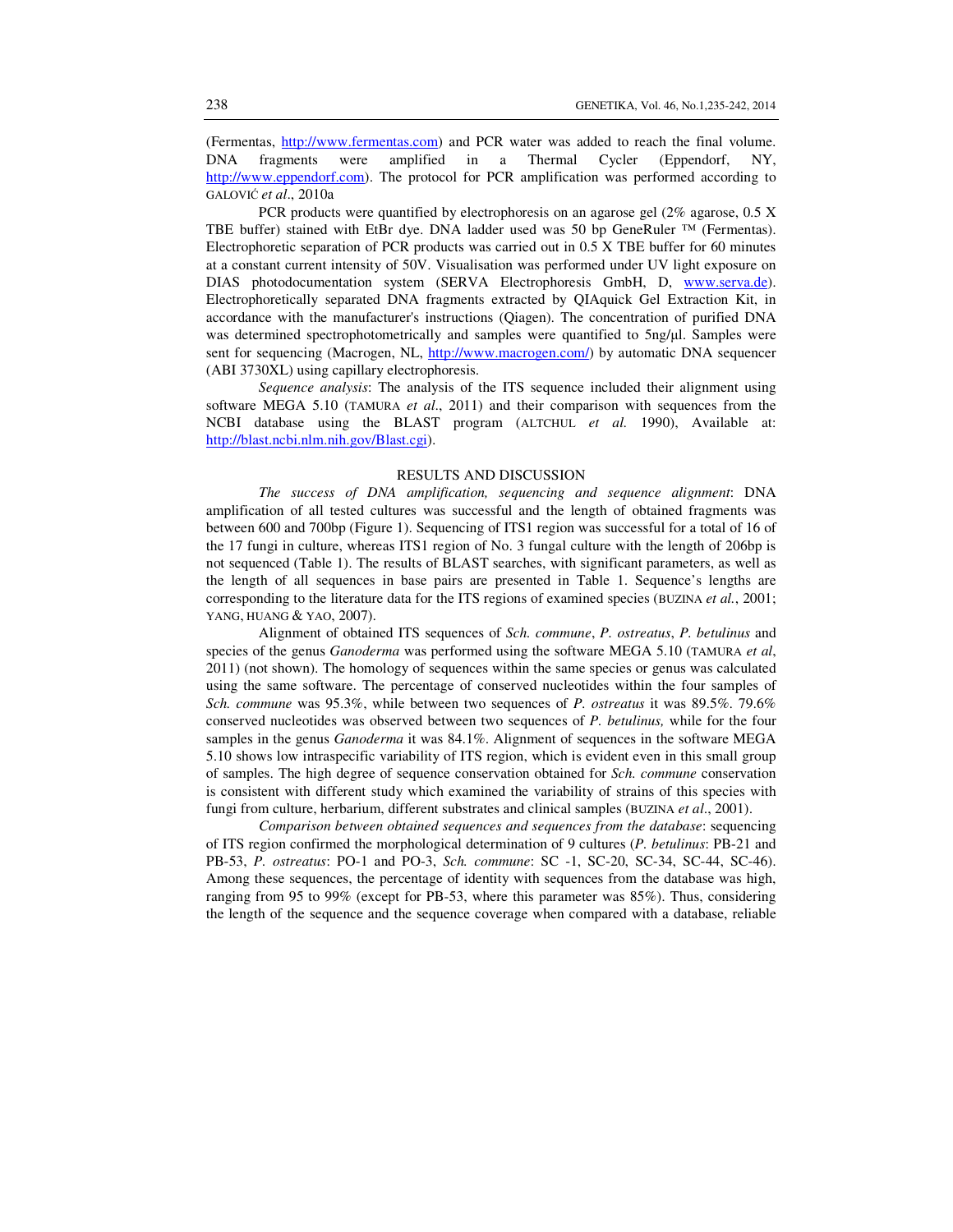(Fermentas, http://www.fermentas.com) and PCR water was added to reach the final volume. DNA fragments were amplified in a Thermal Cycler (Eppendorf, NY, http://www.eppendorf.com). The protocol for PCR amplification was performed according to GALOVIĆ *et al*., 2010a

PCR products were quantified by electrophoresis on an agarose gel (2% agarose, 0.5 X TBE buffer) stained with EtBr dye. DNA ladder used was 50 bp GeneRuler ™ (Fermentas). Electrophoretic separation of PCR products was carried out in 0.5 X TBE buffer for 60 minutes at a constant current intensity of 50V. Visualisation was performed under UV light exposure on DIAS photodocumentation system (SERVA Electrophoresis GmbH, D, www.serva.de). Electrophoretically separated DNA fragments extracted by QIAquick Gel Extraction Kit, in accordance with the manufacturer's instructions (Qiagen). The concentration of purified DNA was determined spectrophotometrically and samples were quantified to 5ng/μl. Samples were sent for sequencing (Macrogen, NL, http://www.macrogen.com/) by automatic DNA sequencer (ABI 3730XL) using capillary electrophoresis.

*Sequence analysis*: The analysis of the ITS sequence included their alignment using software MEGA 5.10 (TAMURA *et al*., 2011) and their comparison with sequences from the NCBI database using the BLAST program (ALTCHUL *et al.* 1990), Available at: http://blast.ncbi.nlm.nih.gov/Blast.cgi).

## RESULTS AND DISCUSSION

*The success of DNA amplification, sequencing and sequence alignment*: DNA amplification of all tested cultures was successful and the length of obtained fragments was between 600 and 700bp (Figure 1). Sequencing of ITS1 region was successful for a total of 16 of the 17 fungi in culture, whereas ITS1 region of No. 3 fungal culture with the length of 206bp is not sequenced (Table 1). The results of BLAST searches, with significant parameters, as well as the length of all sequences in base pairs are presented in Table 1. Sequence's lengths are corresponding to the literature data for the ITS regions of examined species (BUZINA *et al.*, 2001; YANG, HUANG & YAO, 2007).

Alignment of obtained ITS sequences of *Sch. commune*, *P. ostreatus*, *P. betulinus* and species of the genus *Ganoderma* was performed using the software MEGA 5.10 (TAMURA *et al*, 2011) (not shown). The homology of sequences within the same species or genus was calculated using the same software. The percentage of conserved nucleotides within the four samples of *Sch. commune* was 95.3%, while between two sequences of *P. ostreatus* it was 89.5%. 79.6% conserved nucleotides was observed between two sequences of *P. betulinus,* while for the four samples in the genus *Ganoderma* it was 84.1%. Alignment of sequences in the software MEGA 5.10 shows low intraspecific variability of ITS region, which is evident even in this small group of samples. The high degree of sequence conservation obtained for *Sch. commune* conservation is consistent with different study which examined the variability of strains of this species with fungi from culture, herbarium, different substrates and clinical samples (BUZINA *et al*., 2001).

*Comparison between obtained sequences and sequences from the database*: sequencing of ITS region confirmed the morphological determination of 9 cultures (*P. betulinus*: PB-21 and PB-53, *P. ostreatus*: PO-1 and PO-3, *Sch. commune*: SC -1, SC-20, SC-34, SC-44, SC-46). Among these sequences, the percentage of identity with sequences from the database was high, ranging from 95 to 99% (except for PB-53, where this parameter was 85%). Thus, considering the length of the sequence and the sequence coverage when compared with a database, reliable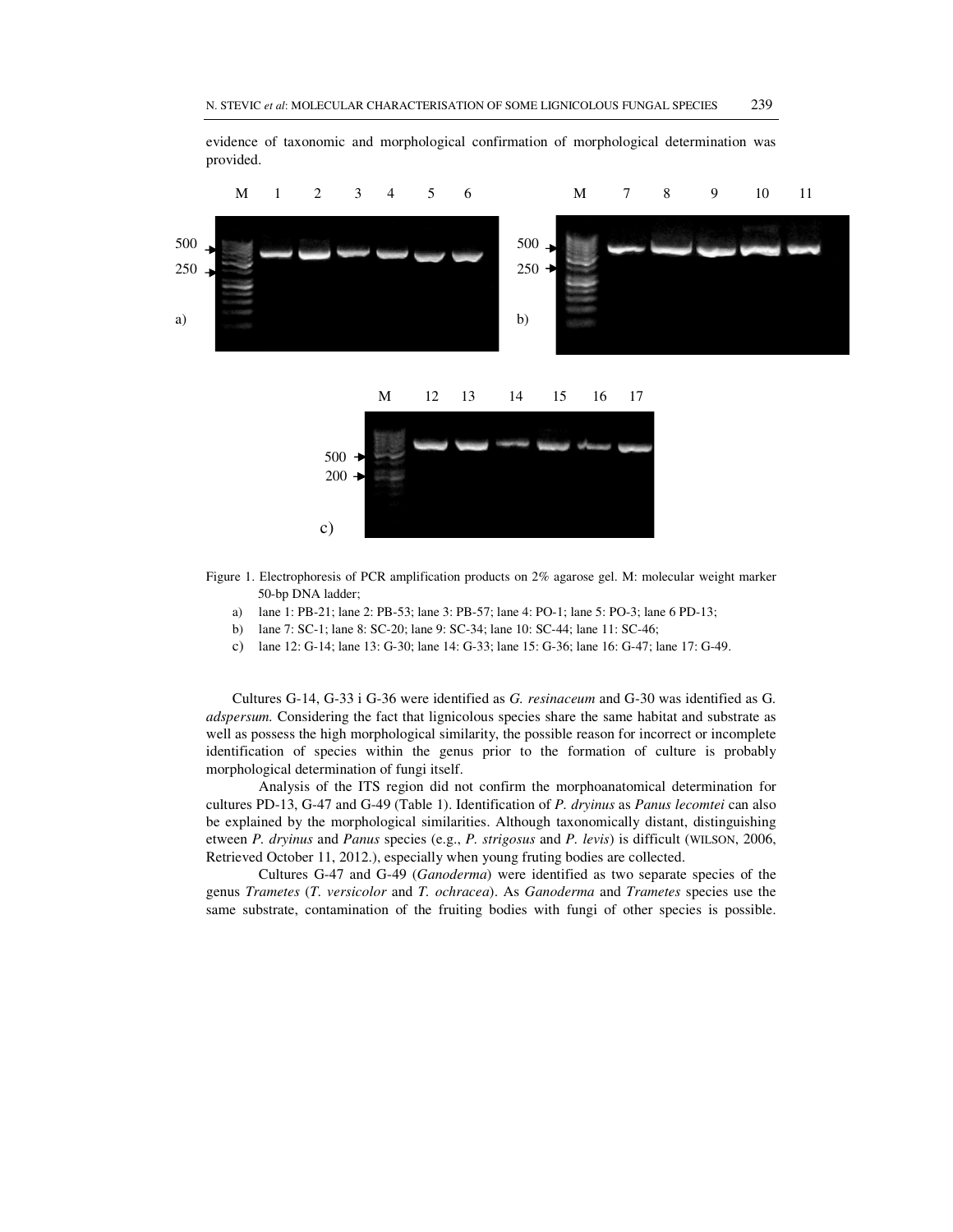evidence of taxonomic and morphological confirmation of morphological determination was provided.

Figure 1. Electrophoresis of PCR amplification products on 2% agarose gel. M: molecular weight marker 50-bp DNA ladder;

a) lane 1: PB-21; lane 2: PB-53; lane 3: PB-57; lane 4: PO-1; lane 5: PO-3; lane 6 PD-13;

b) lane 7: SC-1; lane 8: SC-20; lane 9: SC-34; lane 10: SC-44; lane 11: SC-46;

c) lane 12: G-14; lane 13: G-30; lane 14: G-33; lane 15: G-36; lane 16: G-47; lane 17: G-49.

Cultures G-14, G-33 i G-36 were identified as *G. resinaceum* and G-30 was identified as G. *adspersum.* Considering the fact that lignicolous species share the same habitat and substrate as well as possess the high morphological similarity, the possible reason for incorrect or incomplete identification of species within the genus prior to the formation of culture is probably morphological determination of fungi itself.

Analysis of the ITS region did not confirm the morphoanatomical determination for cultures PD-13, G-47 and G-49 (Table 1). Identification of *P. dryinus* as *Panus lecomtei* can also be explained by the morphological similarities. Although taxonomically distant, distinguishing etween *P. dryinus* and *Panus* species (e.g., *P. strigosus* and *P. levis*) is difficult (WILSON, 2006, Retrieved October 11, 2012.), especially when young fruting bodies are collected.

Cultures G-47 and G-49 (*Ganoderma*) were identified as two separate species of the genus *Trametes* (*T. versicolor* and *T. ochracea*). As *Ganoderma* and *Trametes* species use the same substrate, contamination of the fruiting bodies with fungi of other species is possible.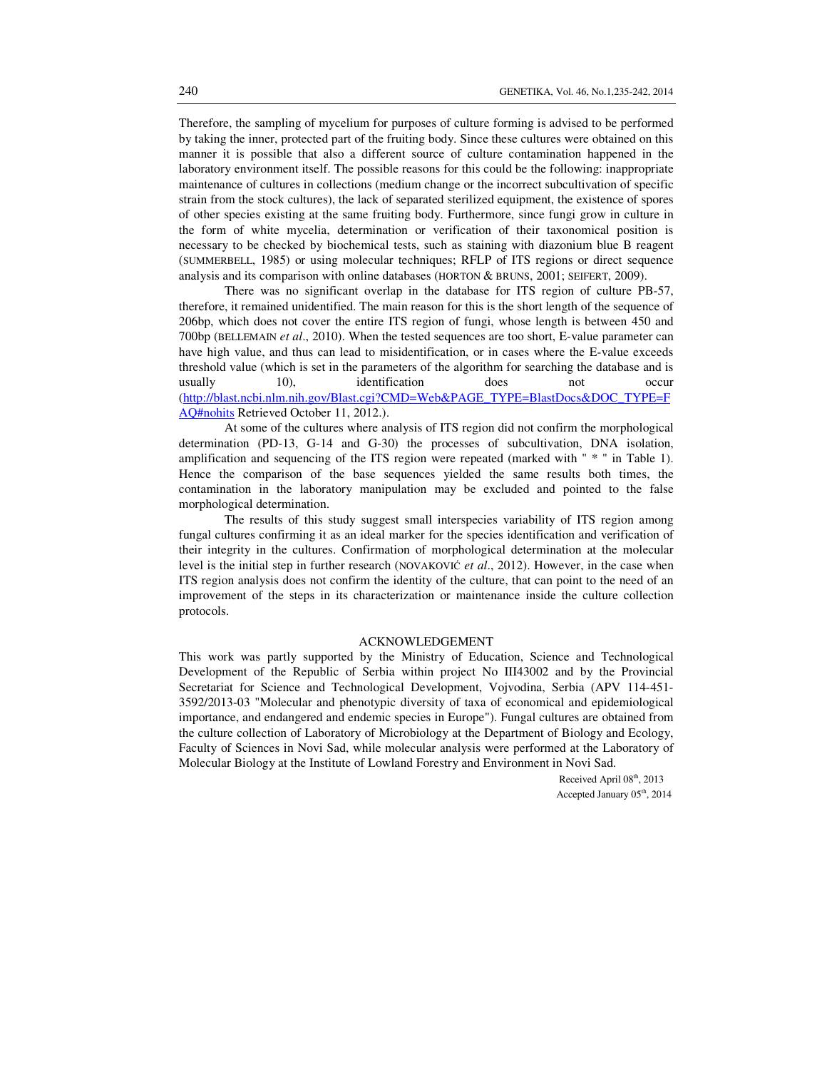Therefore, the sampling of mycelium for purposes of culture forming is advised to be performed by taking the inner, protected part of the fruiting body. Since these cultures were obtained on this manner it is possible that also a different source of culture contamination happened in the laboratory environment itself. The possible reasons for this could be the following: inappropriate maintenance of cultures in collections (medium change or the incorrect subcultivation of specific strain from the stock cultures), the lack of separated sterilized equipment, the existence of spores of other species existing at the same fruiting body. Furthermore, since fungi grow in culture in the form of white mycelia, determination or verification of their taxonomical position is necessary to be checked by biochemical tests, such as staining with diazonium blue B reagent (SUMMERBELL, 1985) or using molecular techniques; RFLP of ITS regions or direct sequence analysis and its comparison with online databases (HORTON & BRUNS, 2001; SEIFERT, 2009).

There was no significant overlap in the database for ITS region of culture PB-57, therefore, it remained unidentified. The main reason for this is the short length of the sequence of 206bp, which does not cover the entire ITS region of fungi, whose length is between 450 and 700bp (BELLEMAIN *et al*., 2010). When the tested sequences are too short, E-value parameter can have high value, and thus can lead to misidentification, or in cases where the E-value exceeds threshold value (which is set in the parameters of the algorithm for searching the database and is usually 10), identification does not occur (http://blast.ncbi.nlm.nih.gov/Blast.cgi?CMD=Web&PAGE_TYPE=BlastDocs&DOC_TYPE=FAQ#nohits Retrieved October 11, 2012.).

At some of the cultures where analysis of ITS region did not confirm the morphological determination (PD-13, G-14 and G-30) the processes of subcultivation, DNA isolation, amplification and sequencing of the ITS region were repeated (marked with " * " in Table 1). Hence the comparison of the base sequences yielded the same results both times, the contamination in the laboratory manipulation may be excluded and pointed to the false morphological determination.

The results of this study suggest small interspecies variability of ITS region among fungal cultures confirming it as an ideal marker for the species identification and verification of their integrity in the cultures. Confirmation of morphological determination at the molecular level is the initial step in further research (NOVAKOVIĆ *et al*., 2012). However, in the case when ITS region analysis does not confirm the identity of the culture, that can point to the need of an improvement of the steps in its characterization or maintenance inside the culture collection protocols.

## ACKNOWLEDGEMENT

This work was partly supported by the Ministry of Education, Science and Technological Development of the Republic of Serbia within project No III43002 and by the Provincial Secretariat for Science and Technological Development, Vojvodina, Serbia (APV 114-451-3592/2013-03 "Molecular and phenotypic diversity of taxa of economical and epidemiological importance, and endangered and endemic species in Europe"). Fungal cultures are obtained from the culture collection of Laboratory of Microbiology at the Department of Biology and Ecology, Faculty of Sciences in Novi Sad, while molecular analysis were performed at the Laboratory of Molecular Biology at the Institute of Lowland Forestry and Environment in Novi Sad.

Received April 08th, 2013
Accepted January 05th, 2014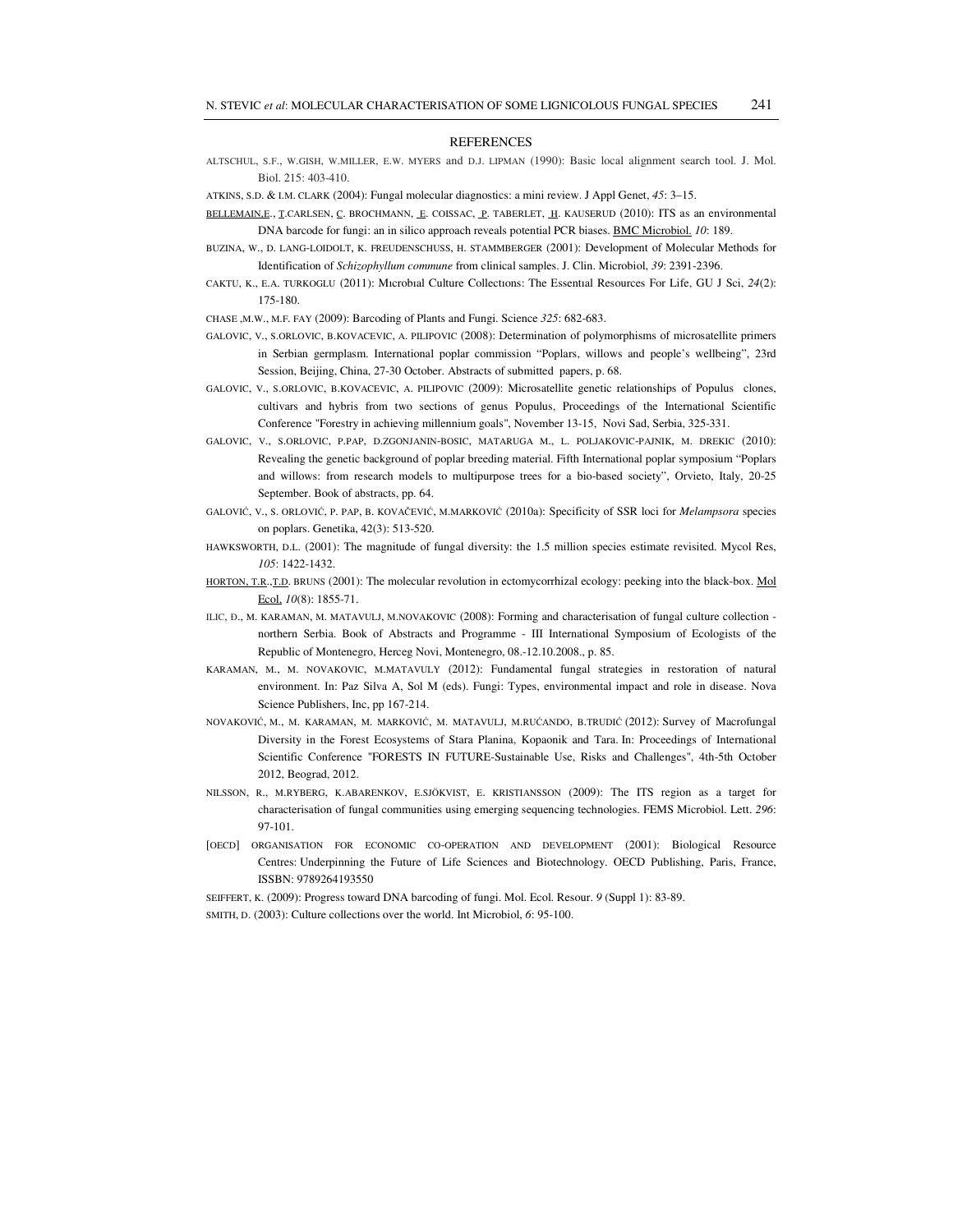## REFERENCES

ALTSCHUL, S.F., W.GISH, W.MILLER, E.W. MYERS and D.J. LIPMAN (1990): Basic local alignment search tool. J. Mol. Biol. 215: 403-410.

ATKINS, S.D. & I.M. CLARK (2004): Fungal molecular diagnostics: a mini review. J Appl Genet, *45*: 3–15.

BELLEMAIN,E., T.CARLSEN, C. BROCHMANN, E. COISSAC, P. TABERLET, H. KAUSERUD (2010): ITS as an environmental DNA barcode for fungi: an in silico approach reveals potential PCR biases. BMC Microbiol. *10*: 189.

BUZINA, W., D. LANG-LOIDOLT, K. FREUDENSCHUSS, H. STAMMBERGER (2001): Development of Molecular Methods for Identification of *Schizophyllum commune* from clinical samples. J. Clin. Microbiol, *39*: 2391-2396.

CAKTU, K., E.A. TURKOGLU (2011): Mıcrobıal Culture Collectıons: The Essentıal Resources For Life, GU J Sci, *24*(2): 175-180.

CHASE ,M.W., M.F. FAY (2009): Barcoding of Plants and Fungi. Science *325*: 682-683.

GALOVIC, V., S.ORLOVIC, B.KOVACEVIC, A. PILIPOVIC (2008): Determination of polymorphisms of microsatellite primers in Serbian germplasm. International poplar commission "Poplars, willows and people's wellbeing", 23rd Session, Beijing, China, 27-30 October. Abstracts of submitted papers, p. 68.

GALOVIC, V., S.ORLOVIC, B.KOVACEVIC, A. PILIPOVIC (2009): Microsatellite genetic relationships of Populus clones, cultivars and hybris from two sections of genus Populus, Proceedings of the International Scientific Conference "Forestry in achieving millennium goals", November 13-15, Novi Sad, Serbia, 325-331.

GALOVIC, V., S.ORLOVIC, P.PAP, D.ZGONJANIN-BOSIC, MATARUGA M., L. POLJAKOVIC-PAJNIK, M. DREKIC (2010): Revealing the genetic background of poplar breeding material. Fifth International poplar symposium "Poplars and willows: from research models to multipurpose trees for a bio-based society", Orvieto, Italy, 20-25 September. Book of abstracts, pp. 64.

GALOVIĆ, V., S. ORLOVIĆ, P. PAP, B. KOVAČEVIĆ, M.MARKOVIĆ (2010a): Specificity of SSR loci for *Melampsora* species on poplars. Genetika, 42(3): 513-520.

HAWKSWORTH, D.L. (2001): The magnitude of fungal diversity: the 1.5 million species estimate revisited. Mycol Res, *105*: 1422-1432.

HORTON, T.R.,T.D. BRUNS (2001): The molecular revolution in ectomycorrhizal ecology: peeking into the black-box. Mol Ecol. *10*(8): 1855-71.

ILIC, Đ., M. KARAMAN, M. MATAVULJ, M.NOVAKOVIC (2008): Forming and characterisation of fungal culture collection - northern Serbia. Book of Abstracts and Programme - III International Symposium of Ecologists of the Republic of Montenegro, Herceg Novi, Montenegro, 08.-12.10.2008., p. 85.

KARAMAN, M., M. NOVAKOVIC, M.MATAVULY (2012): Fundamental fungal strategies in restoration of natural environment. In: Paz Silva A, Sol M (eds). Fungi: Types, environmental impact and role in disease. Nova Science Publishers, Inc, pp 167-214.

NOVAKOVIĆ, M., M. KARAMAN, M. MARKOVIĆ, M. MATAVULJ, M.RUĆANDO, B.TRUDIĆ (2012): Survey of Macrofungal Diversity in the Forest Ecosystems of Stara Planina, Kopaonik and Tara. In: Proceedings of International Scientific Conference "FORESTS IN FUTURE-Sustainable Use, Risks and Challenges", 4th-5th October 2012, Beograd, 2012.

NILSSON, R., M.RYBERG, K.ABARENKOV, E.SJÖKVIST, E. KRISTIANSSON (2009): The ITS region as a target for characterisation of fungal communities using emerging sequencing technologies. FEMS Microbiol. Lett. *296*: 97-101.

[OECD] ORGANISATION FOR ECONOMIC CO-OPERATION AND DEVELOPMENT (2001): Biological Resource Centres: Underpinning the Future of Life Sciences and Biotechnology. OECD Publishing, Paris, France, ISSBN: 9789264193550

SEIFFERT, K. (2009): Progress toward DNA barcoding of fungi. Mol. Ecol. Resour. *9* (Suppl 1): 83-89.

SMITH, D. (2003): Culture collections over the world. Int Microbiol, *6*: 95-100.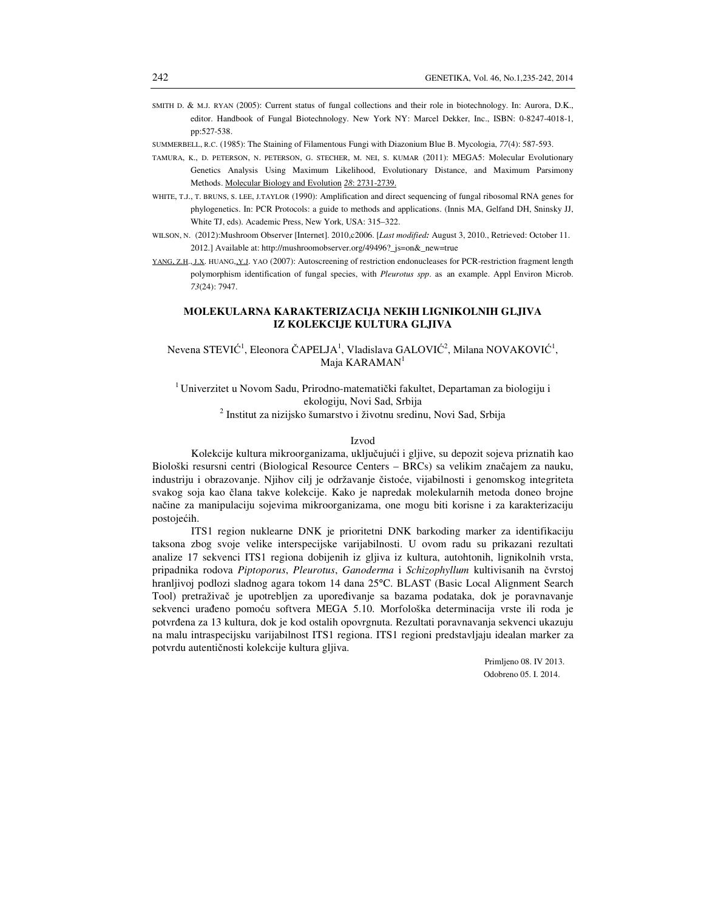SMITH D. & M.J. RYAN (2005): Current status of fungal collections and their role in biotechnology. In: Aurora, D.K., editor. Handbook of Fungal Biotechnology. New York NY: Marcel Dekker, Inc., ISBN: 0-8247-4018-1, pp:527-538.

SUMMERBELL, R.C. (1985): The Staining of Filamentous Fungi with Diazonium Blue B. Mycologia, *77*(4): 587-593.

TAMURA, K., D. PETERSON, N. PETERSON, G. STECHER, M. NEI, S. KUMAR (2011): MEGA5: Molecular Evolutionary Genetics Analysis Using Maximum Likelihood, Evolutionary Distance, and Maximum Parsimony Methods. Molecular Biology and Evolution *28*: 2731-2739.

WHITE, T.J., T. BRUNS, S. LEE, J.TAYLOR (1990): Amplification and direct sequencing of fungal ribosomal RNA genes for phylogenetics. In: PCR Protocols: a guide to methods and applications. (Innis MA, Gelfand DH, Sninsky JJ, White TJ, eds). Academic Press, New York, USA: 315–322.

WILSON, N. (2012):Mushroom Observer [Internet]. 2010,c2006. [*Last modified:* August 3, 2010., Retrieved: October 11. 2012.] Available at: http://mushroomobserver.org/49496?_js=on&_new=true

YANG, Z.H., J.X. HUANG, Y.J. YAO (2007): Autoscreening of restriction endonucleases for PCR-restriction fragment length polymorphism identification of fungal species, with *Pleurotus spp*. as an example. Appl Environ Microb. *73*(24): 7947.

## MOLEKULARNA KARAKTERIZACIJA NEKIH LIGNIKOLNIH GLJIVA IZ KOLEKCIJE KULTURA GLJIVA

Nevena STEVIĆ[1], Eleonora ČAPELJA[1], Vladislava GALOVIĆ[2], Milana NOVAKOVIĆ[1], Maja KARAMAN[1]

[1] Univerzitet u Novom Sadu, Prirodno-matematički fakultet, Departaman za biologiju i ekologiju, Novi Sad, Srbija

[2] Institut za nizijsko šumarstvo i životnu sredinu, Novi Sad, Srbija

Izvod

Kolekcije kultura mikroorganizama, uključujući i gljive, su depozit sojeva priznatih kao Biološki resursni centri (Biological Resource Centers – BRCs) sa velikim značajem za nauku, industriju i obrazovanje. Njihov cilj je održavanje čistoće, vijabilnosti i genomskog integriteta svakog soja kao člana takve kolekcije. Kako je napredak molekularnih metoda doneo brojne načine za manipulaciju sojevima mikroorganizama, one mogu biti korisne i za karakterizaciju postojećih.

ITS1 region nuklearne DNK je prioritetni DNK barkoding marker za identifikaciju taksona zbog svoje velike interspecijske varijabilnosti. U ovom radu su prikazani rezultati analize 17 sekvenci ITS1 regiona dobijenih iz gljiva iz kultura, autohtonih, lignikolnih vrsta, pripadnika rodova *Piptoporus*, *Pleurotus*, *Ganoderma* i *Schizophyllum* kultivisanih na čvrstoj hranljivoj podlozi sladnog agara tokom 14 dana 25°C. BLAST (Basic Local Alignment Search Tool) pretraživač je upotrebljen za upoređivanje sa bazama podataka, dok je poravnavanje sekvenci urađeno pomoću softvera MEGA 5.10. Morfološka determinacija vrste ili roda je potvrđena za 13 kultura, dok je kod ostalih opovrgnuta. Rezultati poravnavanja sekvenci ukazuju na malu intraspecijsku varijabilnost ITS1 regiona. ITS1 regioni predstavljaju idealan marker za potvrdu autentičnosti kolekcije kultura gljiva.

Primljeno 08. IV 2013.
Odobreno 05. I. 2014.